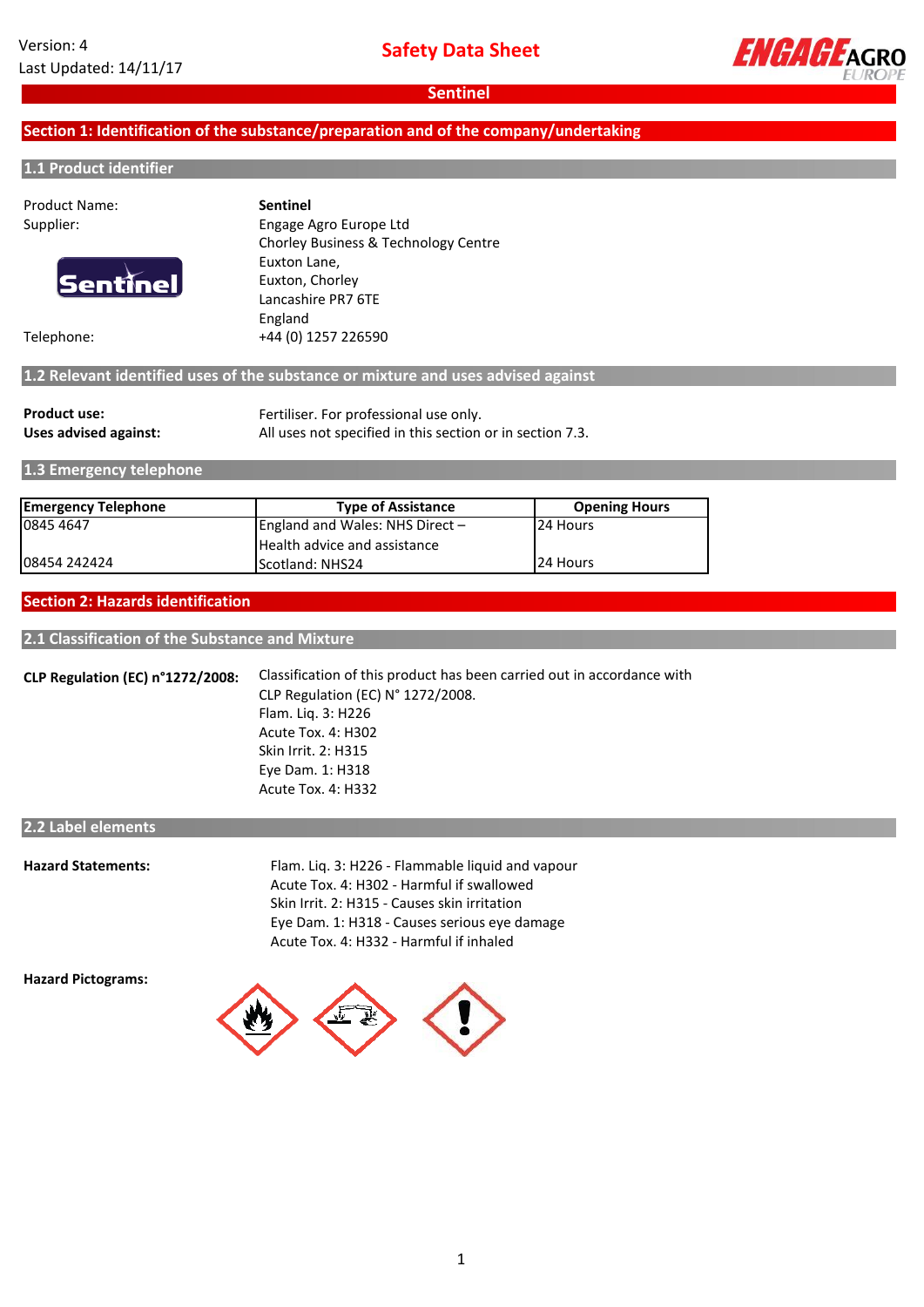Version: 4
Last Updated: 14/11/17

# Safety Data Sheet

## Sentinel

## Section 1: Identification of the substance/preparation and of the company/undertaking

### 1.1 Product identifier

| | |
|---|---|
| Product Name: | **Sentinel** |
| Supplier: | Engage Agro Europe Ltd<br>Chorley Business & Technology Centre<br>Euxton Lane,<br>Euxton, Chorley<br>Lancashire PR7 6TE<br>England |
| Telephone: | +44 (0) 1257 226590 |

### 1.2 Relevant identified uses of the substance or mixture and uses advised against

**Product use:** Fertiliser. For professional use only.

**Uses advised against:** All uses not specified in this section or in section 7.3.

### 1.3 Emergency telephone

| Emergency Telephone | Type of Assistance | Opening Hours |
|---|---|---|
| 0845 4647 | England and Wales: NHS Direct – Health advice and assistance | 24 Hours |
| 08454 242424 | Scotland: NHS24 | 24 Hours |

## Section 2: Hazards identification

### 2.1 Classification of the Substance and Mixture

**CLP Regulation (EC) n°1272/2008:** Classification of this product has been carried out in accordance with CLP Regulation (EC) N° 1272/2008.
Flam. Liq. 3: H226
Acute Tox. 4: H302
Skin Irrit. 2: H315
Eye Dam. 1: H318
Acute Tox. 4: H332

### 2.2 Label elements

**Hazard Statements:**
Flam. Liq. 3: H226 - Flammable liquid and vapour
Acute Tox. 4: H302 - Harmful if swallowed
Skin Irrit. 2: H315 - Causes skin irritation
Eye Dam. 1: H318 - Causes serious eye damage
Acute Tox. 4: H332 - Harmful if inhaled

**Hazard Pictograms:**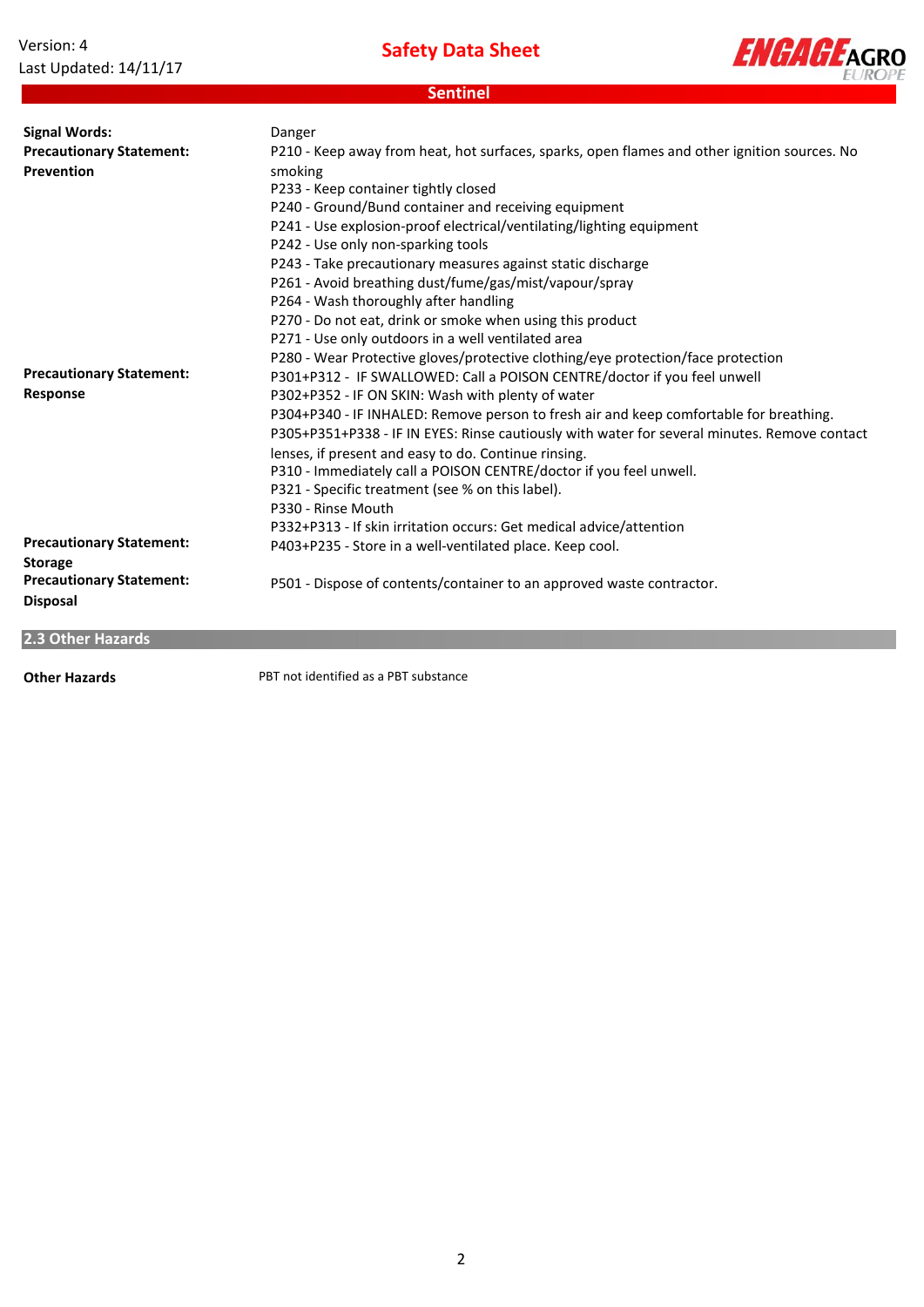| | |
|---|---|
| **Signal Words:** | Danger |
| **Precautionary Statement: Prevention** | P210 - Keep away from heat, hot surfaces, sparks, open flames and other ignition sources. No smoking<br>P233 - Keep container tightly closed<br>P240 - Ground/Bund container and receiving equipment<br>P241 - Use explosion-proof electrical/ventilating/lighting equipment<br>P242 - Use only non-sparking tools<br>P243 - Take precautionary measures against static discharge<br>P261 - Avoid breathing dust/fume/gas/mist/vapour/spray<br>P264 - Wash thoroughly after handling<br>P270 - Do not eat, drink or smoke when using this product<br>P271 - Use only outdoors in a well ventilated area<br>P280 - Wear Protective gloves/protective clothing/eye protection/face protection |
| **Precautionary Statement: Response** | P301+P312 - IF SWALLOWED: Call a POISON CENTRE/doctor if you feel unwell<br>P302+P352 - IF ON SKIN: Wash with plenty of water<br>P304+P340 - IF INHALED: Remove person to fresh air and keep comfortable for breathing.<br>P305+P351+P338 - IF IN EYES: Rinse cautiously with water for several minutes. Remove contact lenses, if present and easy to do. Continue rinsing.<br>P310 - Immediately call a POISON CENTRE/doctor if you feel unwell.<br>P321 - Specific treatment (see % on this label).<br>P330 - Rinse Mouth<br>P332+P313 - If skin irritation occurs: Get medical advice/attention |
| **Precautionary Statement: Storage** | P403+P235 - Store in a well-ventilated place. Keep cool. |
| **Precautionary Statement: Disposal** | P501 - Dispose of contents/container to an approved waste contractor. |

## 2.3 Other Hazards

| | |
|---|---|
| **Other Hazards** | PBT not identified as a PBT substance |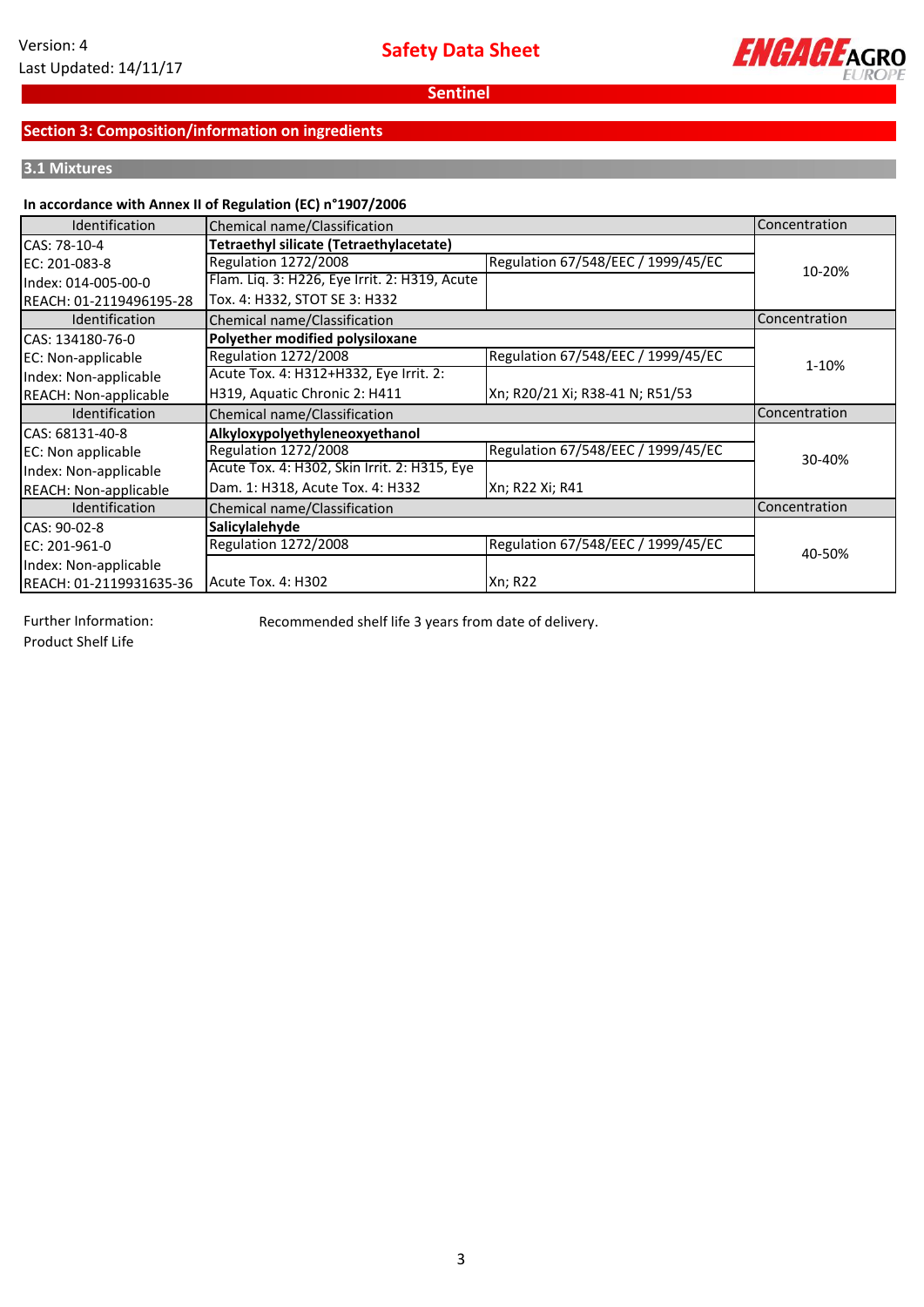## Section 3: Composition/information on ingredients

### 3.1 Mixtures

**In accordance with Annex II of Regulation (EC) n°1907/2006**

| Identification | Chemical name/Classification | | Concentration |
|---|---|---|---|
| CAS: 78-10-4<br>EC: 201-083-8<br>Index: 014-005-00-0<br>REACH: 01-2119496195-28 | **Tetraethyl silicate (Tetraethylacetate)** | | 10-20% |
| | Regulation 1272/2008 | Regulation 67/548/EEC / 1999/45/EC | |
| | Flam. Liq. 3: H226, Eye Irrit. 2: H319, Acute Tox. 4: H332, STOT SE 3: H332 | | |
| **Identification** | **Chemical name/Classification** | | **Concentration** |
| CAS: 134180-76-0<br>EC: Non-applicable<br>Index: Non-applicable<br>REACH: Non-applicable | **Polyether modified polysiloxane** | | 1-10% |
| | Regulation 1272/2008 | Regulation 67/548/EEC / 1999/45/EC | |
| | Acute Tox. 4: H312+H332, Eye Irrit. 2: H319, Aquatic Chronic 2: H411 | Xn; R20/21 Xi; R38-41 N; R51/53 | |
| **Identification** | **Chemical name/Classification** | | **Concentration** |
| CAS: 68131-40-8<br>EC: Non applicable<br>Index: Non-applicable<br>REACH: Non-applicable | **Alkyloxypolyethyleneoxyethanol** | | 30-40% |
| | Regulation 1272/2008 | Regulation 67/548/EEC / 1999/45/EC | |
| | Acute Tox. 4: H302, Skin Irrit. 2: H315, Eye Dam. 1: H318, Acute Tox. 4: H332 | Xn; R22 Xi; R41 | |
| **Identification** | **Chemical name/Classification** | | **Concentration** |
| CAS: 90-02-8<br>EC: 201-961-0<br>Index: Non-applicable<br>REACH: 01-2119931635-36 | **Salicylalehyde** | | 40-50% |
| | Regulation 1272/2008 | Regulation 67/548/EEC / 1999/45/EC | |
| | Acute Tox. 4: H302 | Xn; R22 | |

Further Information: Product Shelf Life — Recommended shelf life 3 years from date of delivery.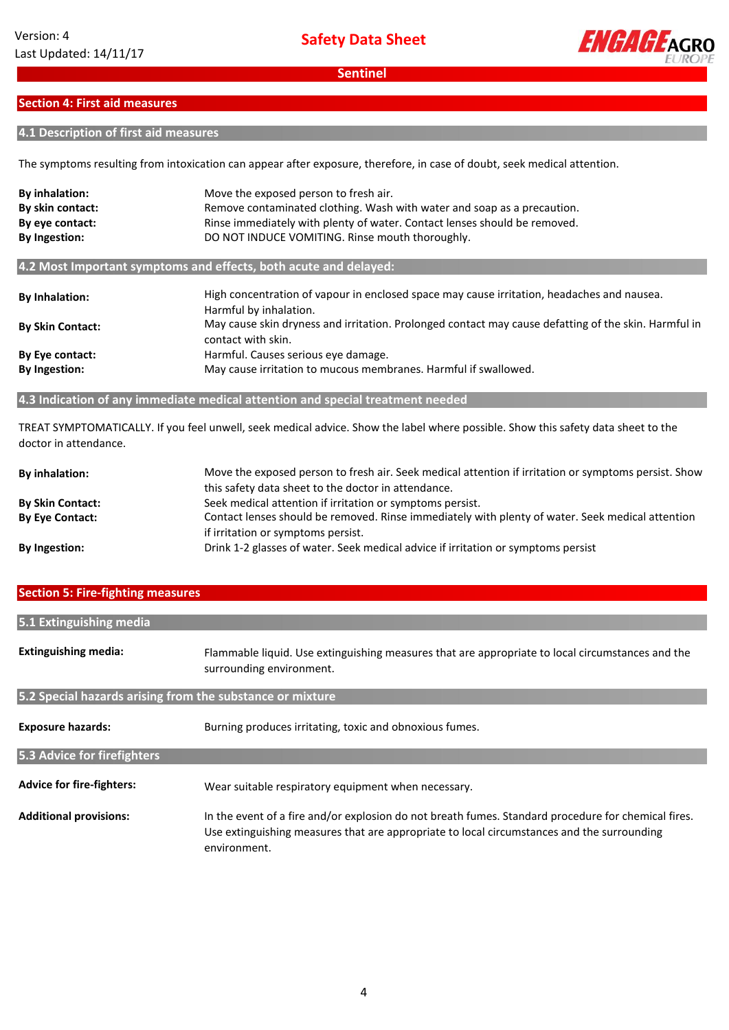## Section 4: First aid measures

### 4.1 Description of first aid measures

The symptoms resulting from intoxication can appear after exposure, therefore, in case of doubt, seek medical attention.

| | |
|---|---|
| **By inhalation:** | Move the exposed person to fresh air. |
| **By skin contact:** | Remove contaminated clothing. Wash with water and soap as a precaution. |
| **By eye contact:** | Rinse immediately with plenty of water. Contact lenses should be removed. |
| **By Ingestion:** | DO NOT INDUCE VOMITING. Rinse mouth thoroughly. |

### 4.2 Most Important symptoms and effects, both acute and delayed:

| | |
|---|---|
| **By Inhalation:** | High concentration of vapour in enclosed space may cause irritation, headaches and nausea. Harmful by inhalation. |
| **By Skin Contact:** | May cause skin dryness and irritation. Prolonged contact may cause defatting of the skin. Harmful in contact with skin. |
| **By Eye contact:** | Harmful. Causes serious eye damage. |
| **By Ingestion:** | May cause irritation to mucous membranes. Harmful if swallowed. |

### 4.3 Indication of any immediate medical attention and special treatment needed

TREAT SYMPTOMATICALLY. If you feel unwell, seek medical advice. Show the label where possible. Show this safety data sheet to the doctor in attendance.

| | |
|---|---|
| **By inhalation:** | Move the exposed person to fresh air. Seek medical attention if irritation or symptoms persist. Show this safety data sheet to the doctor in attendance. |
| **By Skin Contact:** | Seek medical attention if irritation or symptoms persist. |
| **By Eye Contact:** | Contact lenses should be removed. Rinse immediately with plenty of water. Seek medical attention if irritation or symptoms persist. |
| **By Ingestion:** | Drink 1-2 glasses of water. Seek medical advice if irritation or symptoms persist |

## Section 5: Fire-fighting measures

### 5.1 Extinguishing media

| | |
|---|---|
| **Extinguishing media:** | Flammable liquid. Use extinguishing measures that are appropriate to local circumstances and the surrounding environment. |

### 5.2 Special hazards arising from the substance or mixture

| | |
|---|---|
| **Exposure hazards:** | Burning produces irritating, toxic and obnoxious fumes. |

### 5.3 Advice for firefighters

| | |
|---|---|
| **Advice for fire-fighters:** | Wear suitable respiratory equipment when necessary. |
| **Additional provisions:** | In the event of a fire and/or explosion do not breath fumes. Standard procedure for chemical fires. Use extinguishing measures that are appropriate to local circumstances and the surrounding environment. |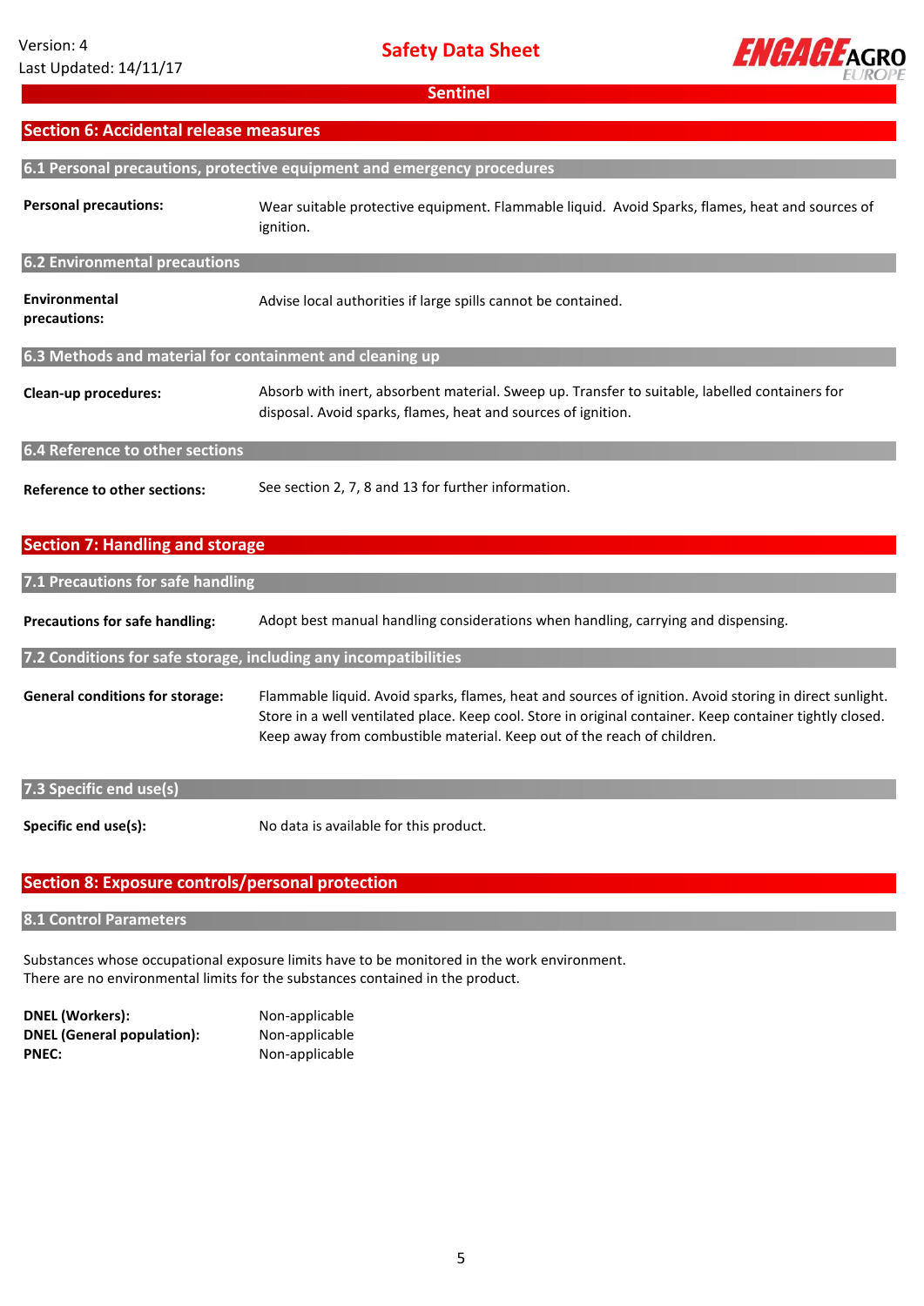## Section 6: Accidental release measures

### 6.1 Personal precautions, protective equipment and emergency procedures

| | |
|---|---|
| **Personal precautions:** | Wear suitable protective equipment. Flammable liquid. Avoid Sparks, flames, heat and sources of ignition. |

### 6.2 Environmental precautions

| | |
|---|---|
| **Environmental precautions:** | Advise local authorities if large spills cannot be contained. |

### 6.3 Methods and material for containment and cleaning up

| | |
|---|---|
| **Clean-up procedures:** | Absorb with inert, absorbent material. Sweep up. Transfer to suitable, labelled containers for disposal. Avoid sparks, flames, heat and sources of ignition. |

### 6.4 Reference to other sections

| | |
|---|---|
| **Reference to other sections:** | See section 2, 7, 8 and 13 for further information. |

## Section 7: Handling and storage

### 7.1 Precautions for safe handling

| | |
|---|---|
| **Precautions for safe handling:** | Adopt best manual handling considerations when handling, carrying and dispensing. |

### 7.2 Conditions for safe storage, including any incompatibilities

| | |
|---|---|
| **General conditions for storage:** | Flammable liquid. Avoid sparks, flames, heat and sources of ignition. Avoid storing in direct sunlight. Store in a well ventilated place. Keep cool. Store in original container. Keep container tightly closed. Keep away from combustible material. Keep out of the reach of children. |

### 7.3 Specific end use(s)

| | |
|---|---|
| **Specific end use(s):** | No data is available for this product. |

## Section 8: Exposure controls/personal protection

### 8.1 Control Parameters

Substances whose occupational exposure limits have to be monitored in the work environment.
There are no environmental limits for the substances contained in the product.

| | |
|---|---|
| **DNEL (Workers):** | Non-applicable |
| **DNEL (General population):** | Non-applicable |
| **PNEC:** | Non-applicable |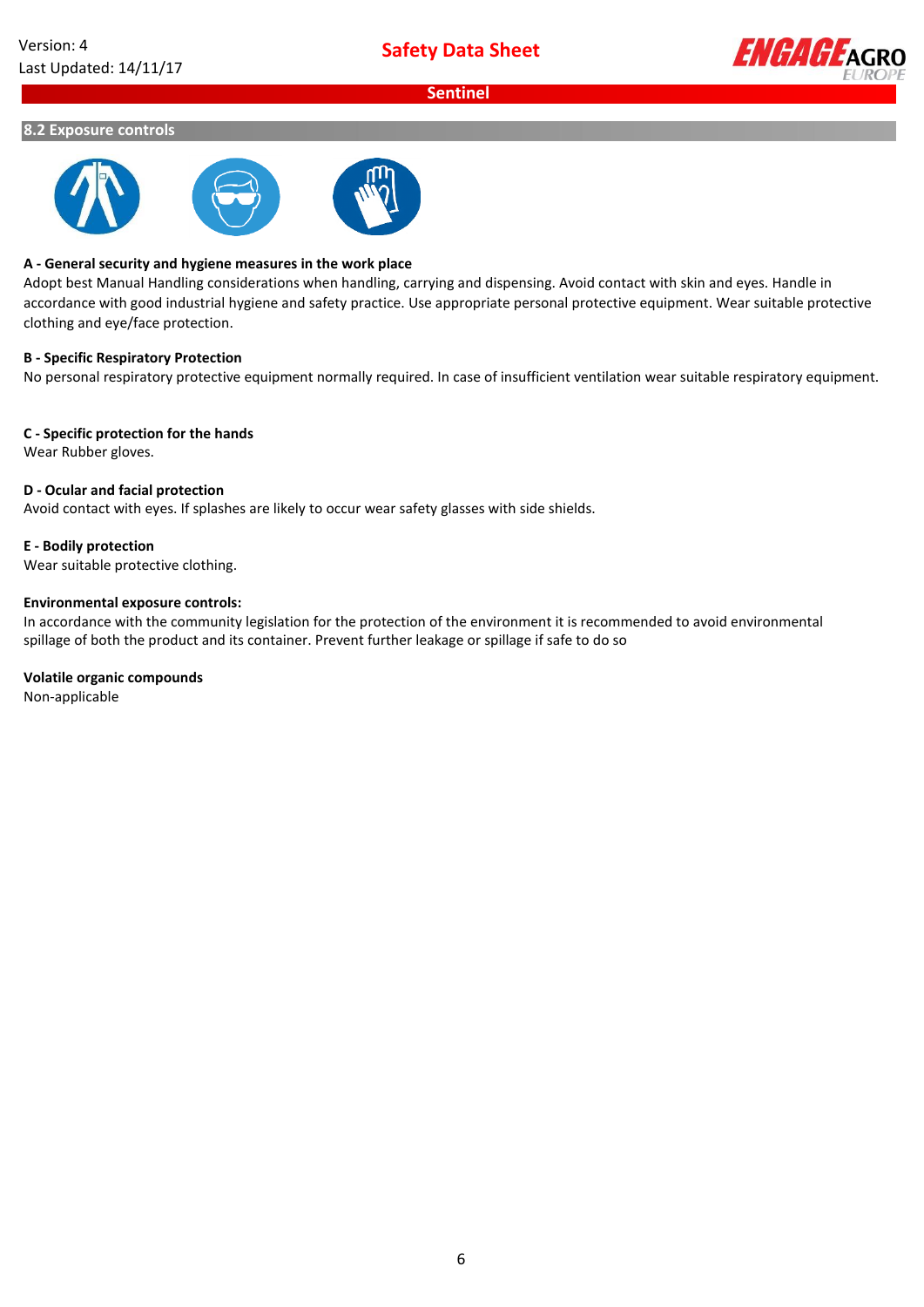## 8.2 Exposure controls

**A - General security and hygiene measures in the work place**

Adopt best Manual Handling considerations when handling, carrying and dispensing. Avoid contact with skin and eyes. Handle in accordance with good industrial hygiene and safety practice. Use appropriate personal protective equipment. Wear suitable protective clothing and eye/face protection.

**B - Specific Respiratory Protection**

No personal respiratory protective equipment normally required. In case of insufficient ventilation wear suitable respiratory equipment.

**C - Specific protection for the hands**

Wear Rubber gloves.

**D - Ocular and facial protection**

Avoid contact with eyes. If splashes are likely to occur wear safety glasses with side shields.

**E - Bodily protection**

Wear suitable protective clothing.

**Environmental exposure controls:**

In accordance with the community legislation for the protection of the environment it is recommended to avoid environmental spillage of both the product and its container. Prevent further leakage or spillage if safe to do so

**Volatile organic compounds**

Non-applicable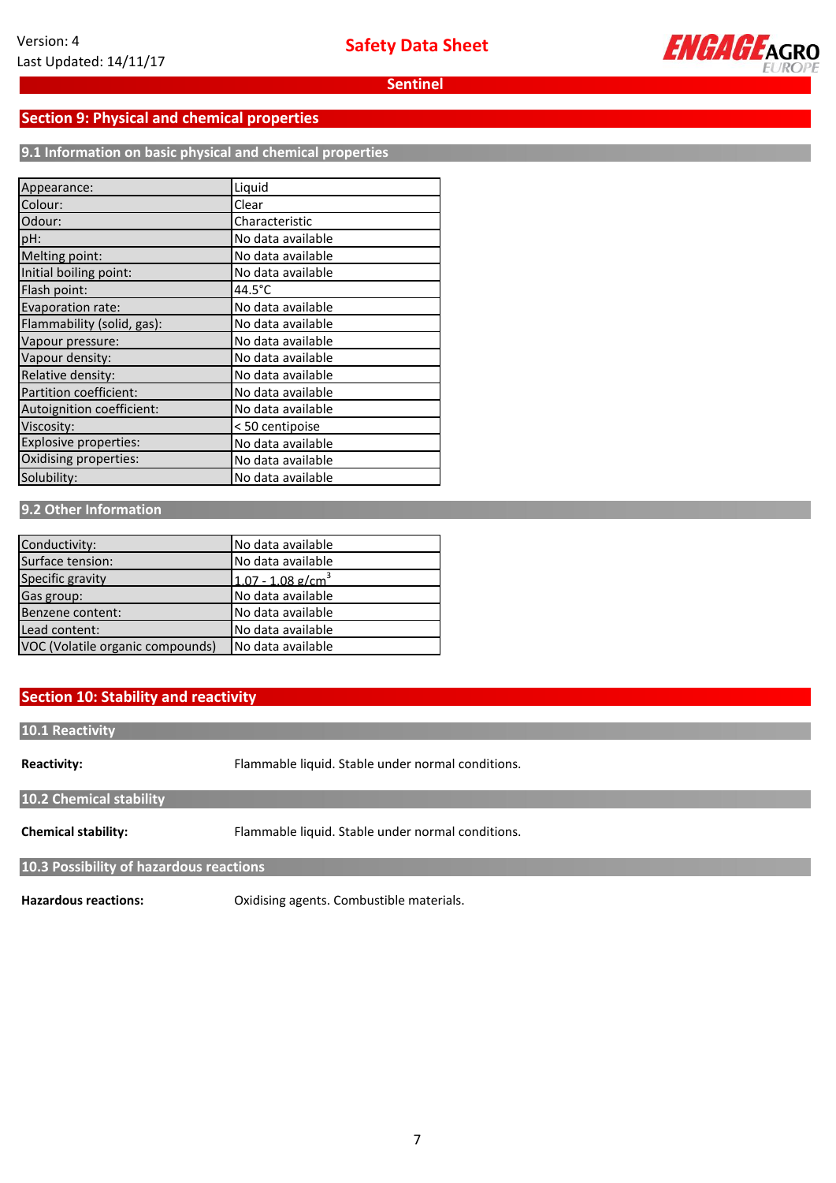## Section 9: Physical and chemical properties

### 9.1 Information on basic physical and chemical properties

| | |
|---|---|
| Appearance: | Liquid |
| Colour: | Clear |
| Odour: | Characteristic |
| pH: | No data available |
| Melting point: | No data available |
| Initial boiling point: | No data available |
| Flash point: | 44.5°C |
| Evaporation rate: | No data available |
| Flammability (solid, gas): | No data available |
| Vapour pressure: | No data available |
| Vapour density: | No data available |
| Relative density: | No data available |
| Partition coefficient: | No data available |
| Autoignition coefficient: | No data available |
| Viscosity: | < 50 centipoise |
| Explosive properties: | No data available |
| Oxidising properties: | No data available |
| Solubility: | No data available |

### 9.2 Other Information

| | |
|---|---|
| Conductivity: | No data available |
| Surface tension: | No data available |
| Specific gravity | 1.07 - 1.08 g/cm$^3$ |
| Gas group: | No data available |
| Benzene content: | No data available |
| Lead content: | No data available |
| VOC (Volatile organic compounds) | No data available |

## Section 10: Stability and reactivity

### 10.1 Reactivity

**Reactivity:** Flammable liquid. Stable under normal conditions.

### 10.2 Chemical stability

**Chemical stability:** Flammable liquid. Stable under normal conditions.

### 10.3 Possibility of hazardous reactions

**Hazardous reactions:** Oxidising agents. Combustible materials.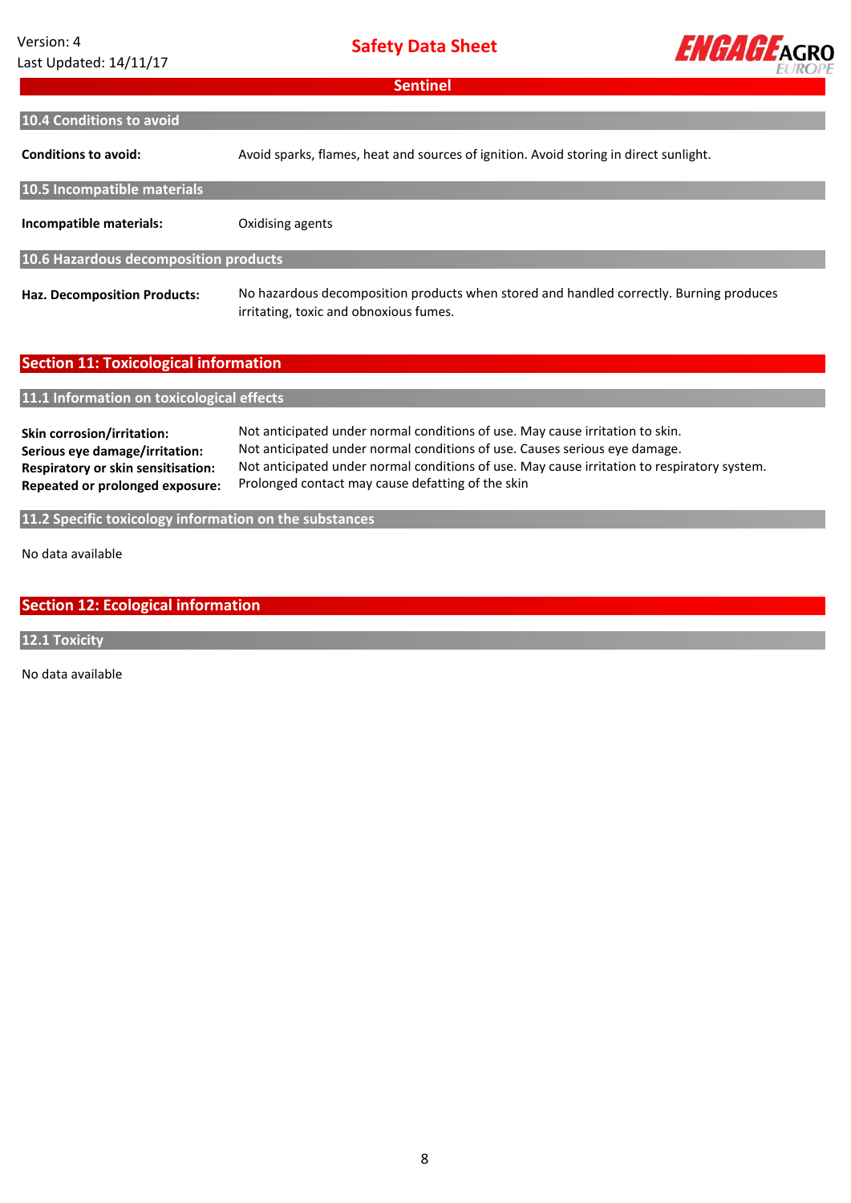#### 10.4 Conditions to avoid

**Conditions to avoid:** Avoid sparks, flames, heat and sources of ignition. Avoid storing in direct sunlight.

#### 10.5 Incompatible materials

**Incompatible materials:** Oxidising agents

#### 10.6 Hazardous decomposition products

**Haz. Decomposition Products:** No hazardous decomposition products when stored and handled correctly. Burning produces irritating, toxic and obnoxious fumes.

## Section 11: Toxicological information

#### 11.1 Information on toxicological effects

**Skin corrosion/irritation:** Not anticipated under normal conditions of use. May cause irritation to skin.
**Serious eye damage/irritation:** Not anticipated under normal conditions of use. Causes serious eye damage.
**Respiratory or skin sensitisation:** Not anticipated under normal conditions of use. May cause irritation to respiratory system.
**Repeated or prolonged exposure:** Prolonged contact may cause defatting of the skin

#### 11.2 Specific toxicology information on the substances

No data available

## Section 12: Ecological information

#### 12.1 Toxicity

No data available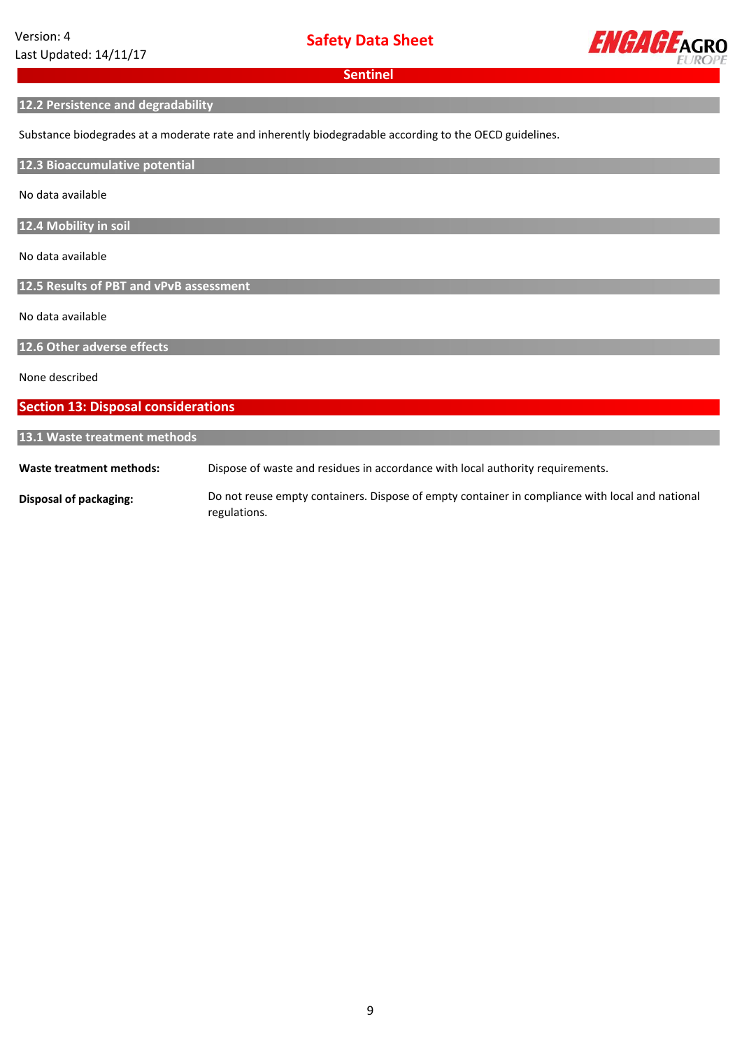### 12.2 Persistence and degradability

Substance biodegrades at a moderate rate and inherently biodegradable according to the OECD guidelines.

### 12.3 Bioaccumulative potential

No data available

### 12.4 Mobility in soil

No data available

### 12.5 Results of PBT and vPvB assessment

No data available

### 12.6 Other adverse effects

None described

## Section 13: Disposal considerations

### 13.1 Waste treatment methods

**Waste treatment methods:** Dispose of waste and residues in accordance with local authority requirements.

**Disposal of packaging:** Do not reuse empty containers. Dispose of empty container in compliance with local and national regulations.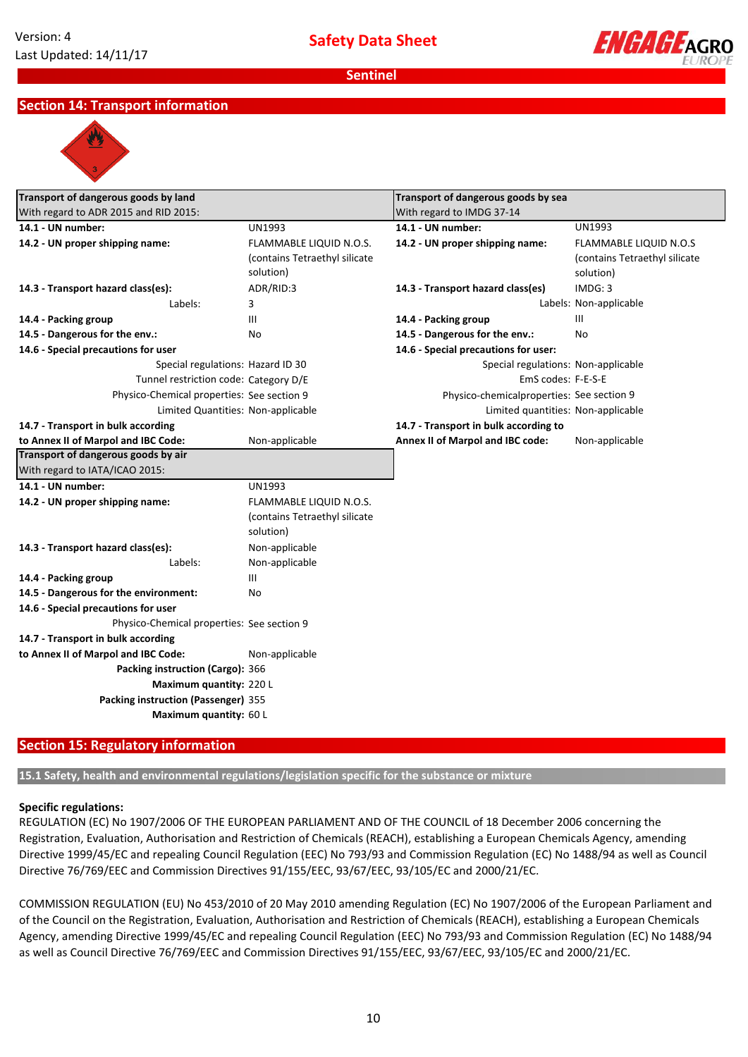## Section 14: Transport information

| Transport of dangerous goods by land<br>With regard to ADR 2015 and RID 2015: | | Transport of dangerous goods by sea<br>With regard to IMDG 37-14 | |
|---|---|---|---|
| **14.1 - UN number:** | UN1993 | **14.1 - UN number:** | UN1993 |
| **14.2 - UN proper shipping name:** | FLAMMABLE LIQUID N.O.S. (contains Tetraethyl silicate solution) | **14.2 - UN proper shipping name:** | FLAMMABLE LIQUID N.O.S (contains Tetraethyl silicate solution) |
| **14.3 - Transport hazard class(es):** | ADR/RID:3 | **14.3 - Transport hazard class(es)** | IMDG: 3 |
| Labels: | 3 | Labels: | Non-applicable |
| **14.4 - Packing group** | III | **14.4 - Packing group** | III |
| **14.5 - Dangerous for the env.:** | No | **14.5 - Dangerous for the env.:** | No |
| **14.6 - Special precautions for user** | | **14.6 - Special precautions for user:** | |
| Special regulations: | Hazard ID 30 | Special regulations: | Non-applicable |
| Tunnel restriction code: | Category D/E | EmS codes: | F-E-S-E |
| Physico-Chemical properties: | See section 9 | Physico-chemicalproperties: | See section 9 |
| Limited Quantities: | Non-applicable | Limited quantities: | Non-applicable |
| **14.7 - Transport in bulk according to Annex II of Marpol and IBC Code:** | Non-applicable | **14.7 - Transport in bulk according to Annex II of Marpol and IBC code:** | Non-applicable |

| Transport of dangerous goods by air<br>With regard to IATA/ICAO 2015: | |
|---|---|
| **14.1 - UN number:** | UN1993 |
| **14.2 - UN proper shipping name:** | FLAMMABLE LIQUID N.O.S. (contains Tetraethyl silicate solution) |
| **14.3 - Transport hazard class(es):** | Non-applicable |
| Labels: | Non-applicable |
| **14.4 - Packing group** | III |
| **14.5 - Dangerous for the environment:** | No |
| **14.6 - Special precautions for user** | |
| Physico-Chemical properties: | See section 9 |
| **14.7 - Transport in bulk according to Annex II of Marpol and IBC Code:** | Non-applicable |
| **Packing instruction (Cargo):** | 366 |
| **Maximum quantity:** | 220 L |
| **Packing instruction (Passenger)** | 355 |
| **Maximum quantity:** | 60 L |

## Section 15: Regulatory information

### 15.1 Safety, health and environmental regulations/legislation specific for the substance or mixture

**Specific regulations:**

REGULATION (EC) No 1907/2006 OF THE EUROPEAN PARLIAMENT AND OF THE COUNCIL of 18 December 2006 concerning the Registration, Evaluation, Authorisation and Restriction of Chemicals (REACH), establishing a European Chemicals Agency, amending Directive 1999/45/EC and repealing Council Regulation (EEC) No 793/93 and Commission Regulation (EC) No 1488/94 as well as Council Directive 76/769/EEC and Commission Directives 91/155/EEC, 93/67/EEC, 93/105/EC and 2000/21/EC.

COMMISSION REGULATION (EU) No 453/2010 of 20 May 2010 amending Regulation (EC) No 1907/2006 of the European Parliament and of the Council on the Registration, Evaluation, Authorisation and Restriction of Chemicals (REACH), establishing a European Chemicals Agency, amending Directive 1999/45/EC and repealing Council Regulation (EEC) No 793/93 and Commission Regulation (EC) No 1488/94 as well as Council Directive 76/769/EEC and Commission Directives 91/155/EEC, 93/67/EEC, 93/105/EC and 2000/21/EC.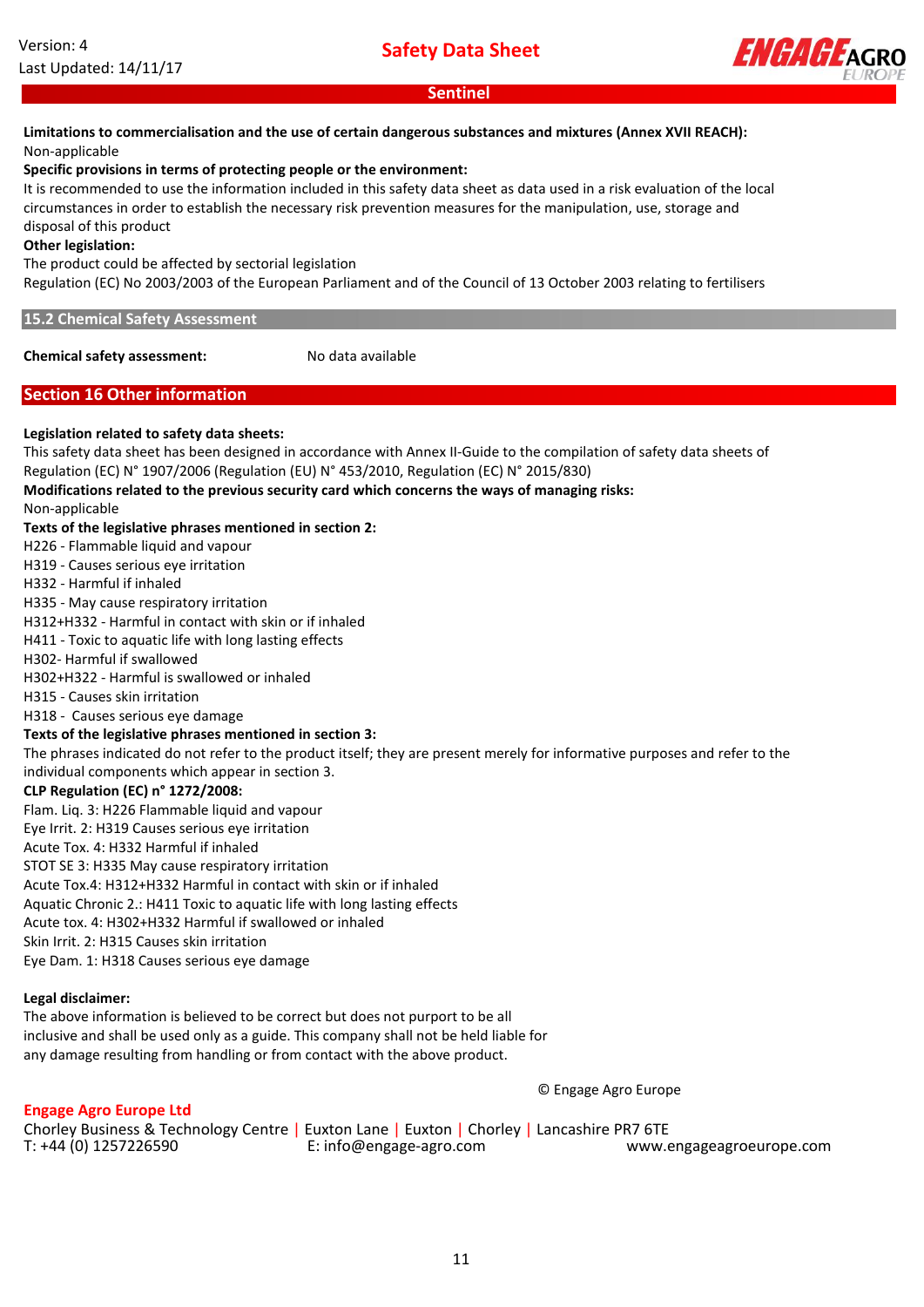**Limitations to commercialisation and the use of certain dangerous substances and mixtures (Annex XVII REACH):**
Non-applicable

**Specific provisions in terms of protecting people or the environment:**
It is recommended to use the information included in this safety data sheet as data used in a risk evaluation of the local circumstances in order to establish the necessary risk prevention measures for the manipulation, use, storage and disposal of this product

**Other legislation:**
The product could be affected by sectorial legislation
Regulation (EC) No 2003/2003 of the European Parliament and of the Council of 13 October 2003 relating to fertilisers

### 15.2 Chemical Safety Assessment

**Chemical safety assessment:** No data available

## Section 16 Other information

**Legislation related to safety data sheets:**
This safety data sheet has been designed in accordance with Annex II-Guide to the compilation of safety data sheets of Regulation (EC) N° 1907/2006 (Regulation (EU) N° 453/2010, Regulation (EC) N° 2015/830)

**Modifications related to the previous security card which concerns the ways of managing risks:**
Non-applicable

**Texts of the legislative phrases mentioned in section 2:**
H226 - Flammable liquid and vapour
H319 - Causes serious eye irritation
H332 - Harmful if inhaled
H335 - May cause respiratory irritation
H312+H332 - Harmful in contact with skin or if inhaled
H411 - Toxic to aquatic life with long lasting effects
H302- Harmful if swallowed
H302+H322 - Harmful is swallowed or inhaled
H315 - Causes skin irritation
H318 - Causes serious eye damage

**Texts of the legislative phrases mentioned in section 3:**
The phrases indicated do not refer to the product itself; they are present merely for informative purposes and refer to the individual components which appear in section 3.

**CLP Regulation (EC) n° 1272/2008:**
Flam. Liq. 3: H226 Flammable liquid and vapour
Eye Irrit. 2: H319 Causes serious eye irritation
Acute Tox. 4: H332 Harmful if inhaled
STOT SE 3: H335 May cause respiratory irritation
Acute Tox.4: H312+H332 Harmful in contact with skin or if inhaled
Aquatic Chronic 2.: H411 Toxic to aquatic life with long lasting effects
Acute tox. 4: H302+H332 Harmful if swallowed or inhaled
Skin Irrit. 2: H315 Causes skin irritation
Eye Dam. 1: H318 Causes serious eye damage

**Legal disclaimer:**
The above information is believed to be correct but does not purport to be all inclusive and shall be used only as a guide. This company shall not be held liable for any damage resulting from handling or from contact with the above product.

© Engage Agro Europe

**Engage Agro Europe Ltd**
Chorley Business & Technology Centre | Euxton Lane | Euxton | Chorley | Lancashire PR7 6TE
T: +44 (0) 1257226590 E: info@engage-agro.com www.engageagroeurope.com